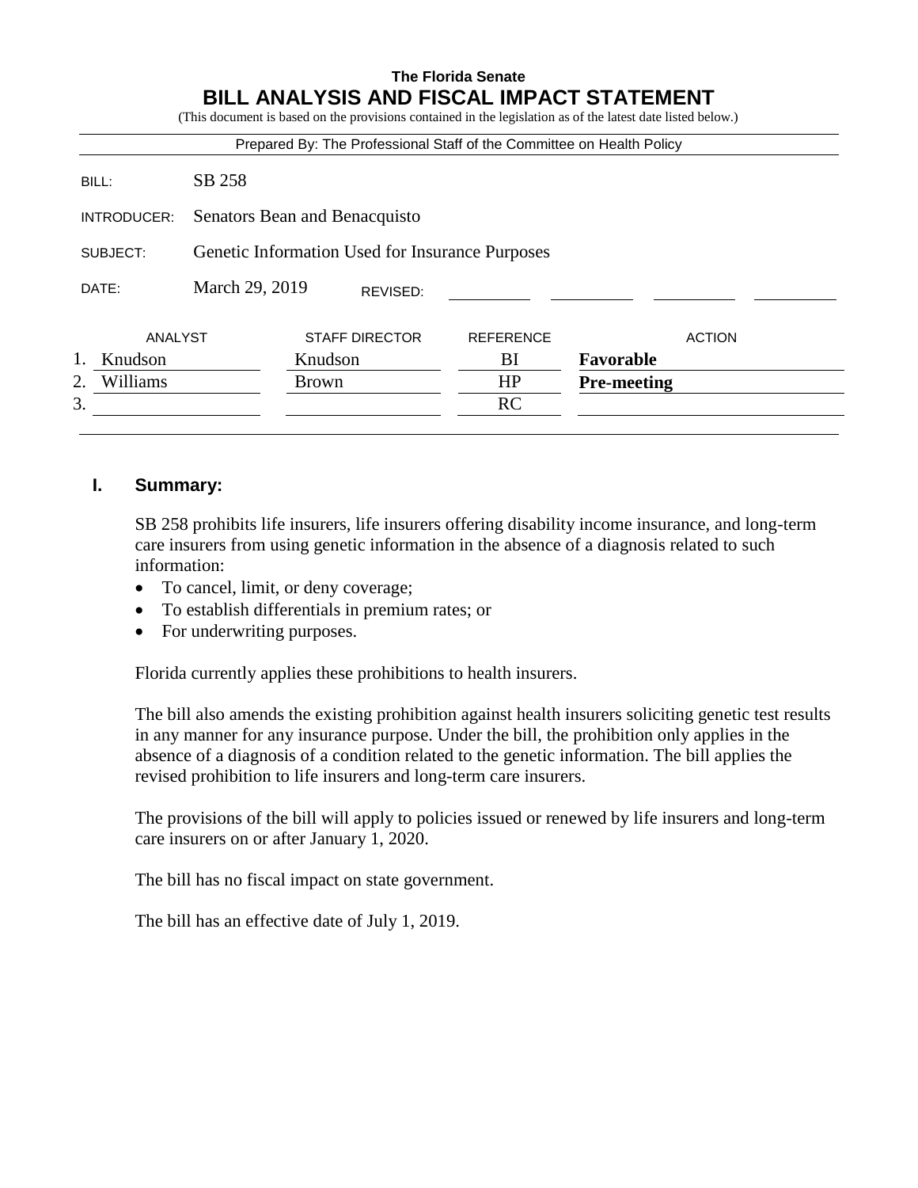**The Florida Senate**

# BILL ANALYSIS AND FISCAL IMPACT STATEMENT

(This document is based on the provisions contained in the legislation as of the latest date listed below.)

Prepared By: The Professional Staff of the Committee on Health Policy

| | |
|---|---|
| BILL: | SB 258 |
| INTRODUCER: | Senators Bean and Benacquisto |
| SUBJECT: | Genetic Information Used for Insurance Purposes |
| DATE: | March 29, 2019 REVISED: |

| | ANALYST | STAFF DIRECTOR | REFERENCE | ACTION |
|---|---|---|---|---|
| 1. | Knudson | Knudson | BI | **Favorable** |
| 2. | Williams | Brown | HP | **Pre-meeting** |
| 3. | | | RC | |

## I. Summary:

SB 258 prohibits life insurers, life insurers offering disability income insurance, and long-term care insurers from using genetic information in the absence of a diagnosis related to such information:

- To cancel, limit, or deny coverage;
- To establish differentials in premium rates; or
- For underwriting purposes.

Florida currently applies these prohibitions to health insurers.

The bill also amends the existing prohibition against health insurers soliciting genetic test results in any manner for any insurance purpose. Under the bill, the prohibition only applies in the absence of a diagnosis of a condition related to the genetic information. The bill applies the revised prohibition to life insurers and long-term care insurers.

The provisions of the bill will apply to policies issued or renewed by life insurers and long-term care insurers on or after January 1, 2020.

The bill has no fiscal impact on state government.

The bill has an effective date of July 1, 2019.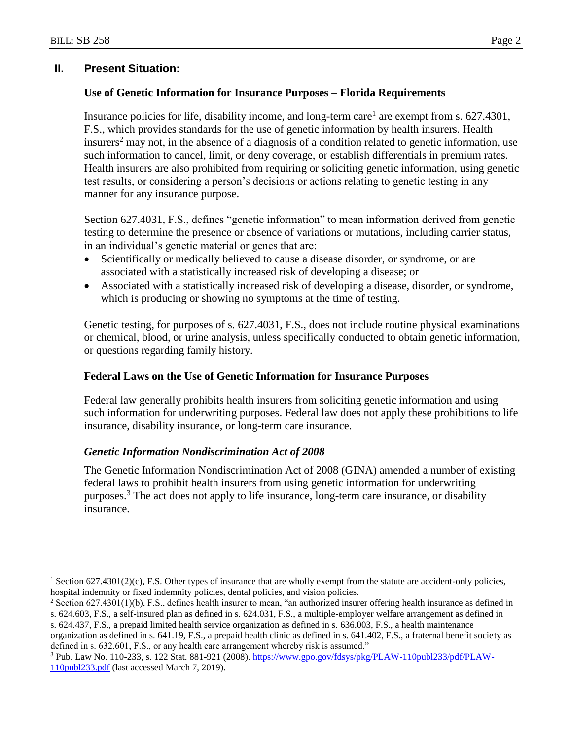## II. Present Situation:

### Use of Genetic Information for Insurance Purposes – Florida Requirements

Insurance policies for life, disability income, and long-term care[1] are exempt from s. 627.4301, F.S., which provides standards for the use of genetic information by health insurers. Health insurers[2] may not, in the absence of a diagnosis of a condition related to genetic information, use such information to cancel, limit, or deny coverage, or establish differentials in premium rates. Health insurers are also prohibited from requiring or soliciting genetic information, using genetic test results, or considering a person's decisions or actions relating to genetic testing in any manner for any insurance purpose.

Section 627.4031, F.S., defines "genetic information" to mean information derived from genetic testing to determine the presence or absence of variations or mutations, including carrier status, in an individual's genetic material or genes that are:

- Scientifically or medically believed to cause a disease disorder, or syndrome, or are associated with a statistically increased risk of developing a disease; or
- Associated with a statistically increased risk of developing a disease, disorder, or syndrome, which is producing or showing no symptoms at the time of testing.

Genetic testing, for purposes of s. 627.4031, F.S., does not include routine physical examinations or chemical, blood, or urine analysis, unless specifically conducted to obtain genetic information, or questions regarding family history.

### Federal Laws on the Use of Genetic Information for Insurance Purposes

Federal law generally prohibits health insurers from soliciting genetic information and using such information for underwriting purposes. Federal law does not apply these prohibitions to life insurance, disability insurance, or long-term care insurance.

#### *Genetic Information Nondiscrimination Act of 2008*

The Genetic Information Nondiscrimination Act of 2008 (GINA) amended a number of existing federal laws to prohibit health insurers from using genetic information for underwriting purposes.[3] The act does not apply to life insurance, long-term care insurance, or disability insurance.

---

[1] Section 627.4301(2)(c), F.S. Other types of insurance that are wholly exempt from the statute are accident-only policies, hospital indemnity or fixed indemnity policies, dental policies, and vision policies.

[2] Section 627.4301(1)(b), F.S., defines health insurer to mean, "an authorized insurer offering health insurance as defined in s. 624.603, F.S., a self-insured plan as defined in s. 624.031, F.S., a multiple-employer welfare arrangement as defined in s. 624.437, F.S., a prepaid limited health service organization as defined in s. 636.003, F.S., a health maintenance organization as defined in s. 641.19, F.S., a prepaid health clinic as defined in s. 641.402, F.S., a fraternal benefit society as defined in s. 632.601, F.S., or any health care arrangement whereby risk is assumed."

[3] Pub. Law No. 110-233, s. 122 Stat. 881-921 (2008). https://www.gpo.gov/fdsys/pkg/PLAW-110publ233/pdf/PLAW-110publ233.pdf (last accessed March 7, 2019).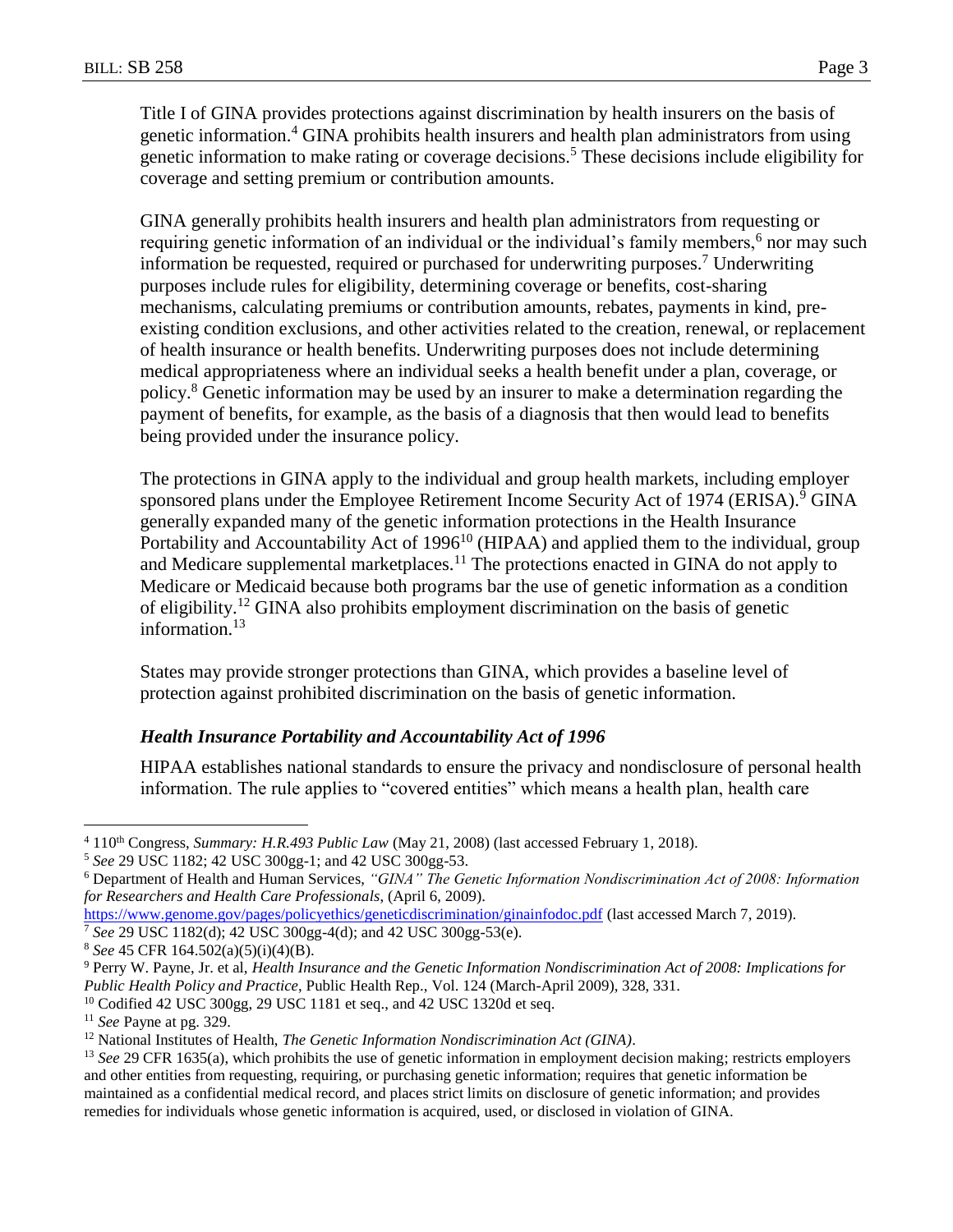Title I of GINA provides protections against discrimination by health insurers on the basis of genetic information.[4] GINA prohibits health insurers and health plan administrators from using genetic information to make rating or coverage decisions.[5] These decisions include eligibility for coverage and setting premium or contribution amounts.

GINA generally prohibits health insurers and health plan administrators from requesting or requiring genetic information of an individual or the individual's family members,[6] nor may such information be requested, required or purchased for underwriting purposes.[7] Underwriting purposes include rules for eligibility, determining coverage or benefits, cost-sharing mechanisms, calculating premiums or contribution amounts, rebates, payments in kind, pre-existing condition exclusions, and other activities related to the creation, renewal, or replacement of health insurance or health benefits. Underwriting purposes does not include determining medical appropriateness where an individual seeks a health benefit under a plan, coverage, or policy.[8] Genetic information may be used by an insurer to make a determination regarding the payment of benefits, for example, as the basis of a diagnosis that then would lead to benefits being provided under the insurance policy.

The protections in GINA apply to the individual and group health markets, including employer sponsored plans under the Employee Retirement Income Security Act of 1974 (ERISA).[9] GINA generally expanded many of the genetic information protections in the Health Insurance Portability and Accountability Act of 1996[10] (HIPAA) and applied them to the individual, group and Medicare supplemental marketplaces.[11] The protections enacted in GINA do not apply to Medicare or Medicaid because both programs bar the use of genetic information as a condition of eligibility.[12] GINA also prohibits employment discrimination on the basis of genetic information.[13]

States may provide stronger protections than GINA, which provides a baseline level of protection against prohibited discrimination on the basis of genetic information.

### *Health Insurance Portability and Accountability Act of 1996*

HIPAA establishes national standards to ensure the privacy and nondisclosure of personal health information. The rule applies to "covered entities" which means a health plan, health care

---

[4] 110th Congress, *Summary: H.R.493 Public Law* (May 21, 2008) (last accessed February 1, 2018).

[5] *See* 29 USC 1182; 42 USC 300gg-1; and 42 USC 300gg-53.

[6] Department of Health and Human Services, *"GINA" The Genetic Information Nondiscrimination Act of 2008: Information for Researchers and Health Care Professionals*, (April 6, 2009). https://www.genome.gov/pages/policyethics/geneticdiscrimination/ginainfodoc.pdf (last accessed March 7, 2019).

[7] *See* 29 USC 1182(d); 42 USC 300gg-4(d); and 42 USC 300gg-53(e).

[8] *See* 45 CFR 164.502(a)(5)(i)(4)(B).

[9] Perry W. Payne, Jr. et al, *Health Insurance and the Genetic Information Nondiscrimination Act of 2008: Implications for Public Health Policy and Practice*, Public Health Rep., Vol. 124 (March-April 2009), 328, 331.

[10] Codified 42 USC 300gg, 29 USC 1181 et seq., and 42 USC 1320d et seq.

[11] *See* Payne at pg. 329.

[12] National Institutes of Health, *The Genetic Information Nondiscrimination Act (GINA)*.

[13] *See* 29 CFR 1635(a), which prohibits the use of genetic information in employment decision making; restricts employers and other entities from requesting, requiring, or purchasing genetic information; requires that genetic information be maintained as a confidential medical record, and places strict limits on disclosure of genetic information; and provides remedies for individuals whose genetic information is acquired, used, or disclosed in violation of GINA.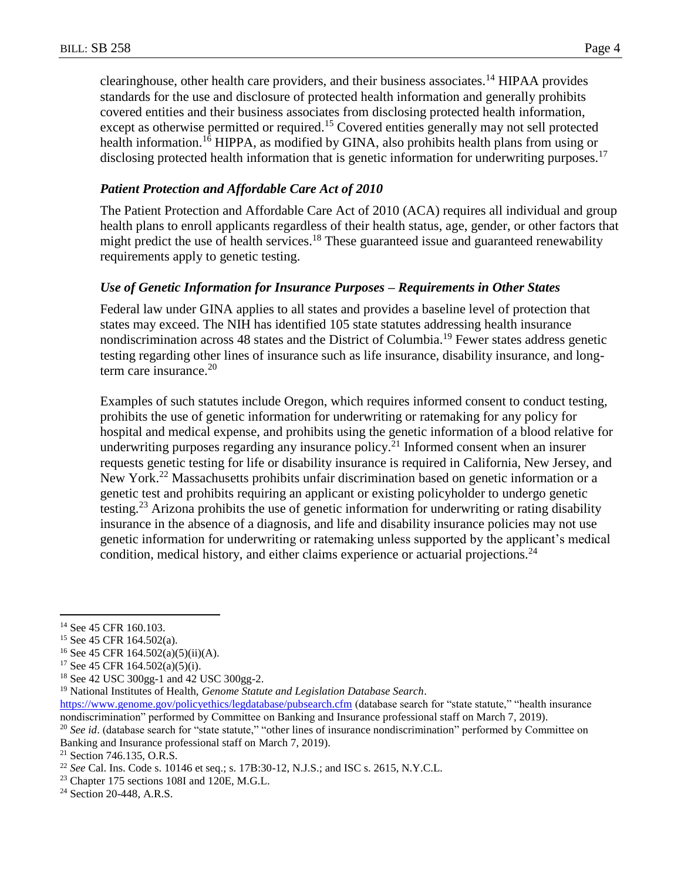clearinghouse, other health care providers, and their business associates.[14] HIPAA provides standards for the use and disclosure of protected health information and generally prohibits covered entities and their business associates from disclosing protected health information, except as otherwise permitted or required.[15] Covered entities generally may not sell protected health information.[16] HIPPA, as modified by GINA, also prohibits health plans from using or disclosing protected health information that is genetic information for underwriting purposes.[17]

### *Patient Protection and Affordable Care Act of 2010*

The Patient Protection and Affordable Care Act of 2010 (ACA) requires all individual and group health plans to enroll applicants regardless of their health status, age, gender, or other factors that might predict the use of health services.[18] These guaranteed issue and guaranteed renewability requirements apply to genetic testing.

### *Use of Genetic Information for Insurance Purposes – Requirements in Other States*

Federal law under GINA applies to all states and provides a baseline level of protection that states may exceed. The NIH has identified 105 state statutes addressing health insurance nondiscrimination across 48 states and the District of Columbia.[19] Fewer states address genetic testing regarding other lines of insurance such as life insurance, disability insurance, and long-term care insurance.[20]

Examples of such statutes include Oregon, which requires informed consent to conduct testing, prohibits the use of genetic information for underwriting or ratemaking for any policy for hospital and medical expense, and prohibits using the genetic information of a blood relative for underwriting purposes regarding any insurance policy.[21] Informed consent when an insurer requests genetic testing for life or disability insurance is required in California, New Jersey, and New York.[22] Massachusetts prohibits unfair discrimination based on genetic information or a genetic test and prohibits requiring an applicant or existing policyholder to undergo genetic testing.[23] Arizona prohibits the use of genetic information for underwriting or rating disability insurance in the absence of a diagnosis, and life and disability insurance policies may not use genetic information for underwriting or ratemaking unless supported by the applicant's medical condition, medical history, and either claims experience or actuarial projections.[24]

---

[14] See 45 CFR 160.103.

[15] See 45 CFR 164.502(a).

[16] See 45 CFR 164.502(a)(5)(ii)(A).

[17] See 45 CFR 164.502(a)(5)(i).

[18] See 42 USC 300gg-1 and 42 USC 300gg-2.

[19] National Institutes of Health, *Genome Statute and Legislation Database Search*. https://www.genome.gov/policyethics/legdatabase/pubsearch.cfm (database search for "state statute," "health insurance nondiscrimination" performed by Committee on Banking and Insurance professional staff on March 7, 2019).

[20] *See id*. (database search for "state statute," "other lines of insurance nondiscrimination" performed by Committee on Banking and Insurance professional staff on March 7, 2019).

[21] Section 746.135, O.R.S.

[22] *See* Cal. Ins. Code s. 10146 et seq.; s. 17B:30-12, N.J.S.; and ISC s. 2615, N.Y.C.L.

[23] Chapter 175 sections 108I and 120E, M.G.L.

[24] Section 20-448, A.R.S.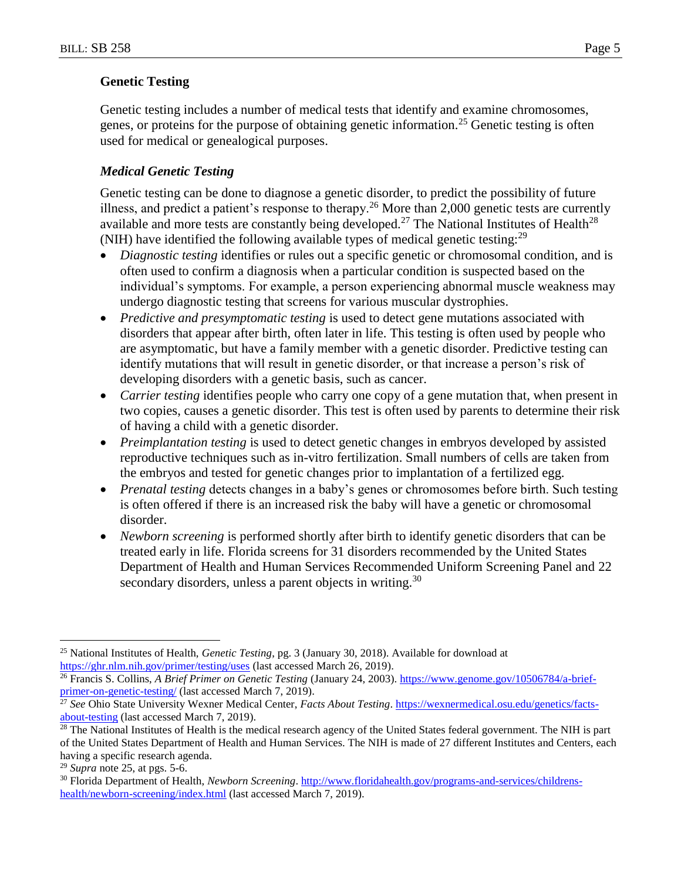## Genetic Testing

Genetic testing includes a number of medical tests that identify and examine chromosomes, genes, or proteins for the purpose of obtaining genetic information.[25] Genetic testing is often used for medical or genealogical purposes.

### *Medical Genetic Testing*

Genetic testing can be done to diagnose a genetic disorder, to predict the possibility of future illness, and predict a patient's response to therapy.[26] More than 2,000 genetic tests are currently available and more tests are constantly being developed.[27] The National Institutes of Health[28] (NIH) have identified the following available types of medical genetic testing:[29]

- *Diagnostic testing* identifies or rules out a specific genetic or chromosomal condition, and is often used to confirm a diagnosis when a particular condition is suspected based on the individual's symptoms. For example, a person experiencing abnormal muscle weakness may undergo diagnostic testing that screens for various muscular dystrophies.
- *Predictive and presymptomatic testing* is used to detect gene mutations associated with disorders that appear after birth, often later in life. This testing is often used by people who are asymptomatic, but have a family member with a genetic disorder. Predictive testing can identify mutations that will result in genetic disorder, or that increase a person's risk of developing disorders with a genetic basis, such as cancer.
- *Carrier testing* identifies people who carry one copy of a gene mutation that, when present in two copies, causes a genetic disorder. This test is often used by parents to determine their risk of having a child with a genetic disorder.
- *Preimplantation testing* is used to detect genetic changes in embryos developed by assisted reproductive techniques such as in-vitro fertilization. Small numbers of cells are taken from the embryos and tested for genetic changes prior to implantation of a fertilized egg.
- *Prenatal testing* detects changes in a baby's genes or chromosomes before birth. Such testing is often offered if there is an increased risk the baby will have a genetic or chromosomal disorder.
- *Newborn screening* is performed shortly after birth to identify genetic disorders that can be treated early in life. Florida screens for 31 disorders recommended by the United States Department of Health and Human Services Recommended Uniform Screening Panel and 22 secondary disorders, unless a parent objects in writing.[30]

---

[25] National Institutes of Health, *Genetic Testing*, pg. 3 (January 30, 2018). Available for download at https://ghr.nlm.nih.gov/primer/testing/uses (last accessed March 26, 2019).

[26] Francis S. Collins, *A Brief Primer on Genetic Testing* (January 24, 2003). https://www.genome.gov/10506784/a-brief-primer-on-genetic-testing/ (last accessed March 7, 2019).

[27] *See* Ohio State University Wexner Medical Center, *Facts About Testing*. https://wexnermedical.osu.edu/genetics/facts-about-testing (last accessed March 7, 2019).

[28] The National Institutes of Health is the medical research agency of the United States federal government. The NIH is part of the United States Department of Health and Human Services. The NIH is made of 27 different Institutes and Centers, each having a specific research agenda.

[29] *Supra* note 25, at pgs. 5-6.

[30] Florida Department of Health, *Newborn Screening*. http://www.floridahealth.gov/programs-and-services/childrens-health/newborn-screening/index.html (last accessed March 7, 2019).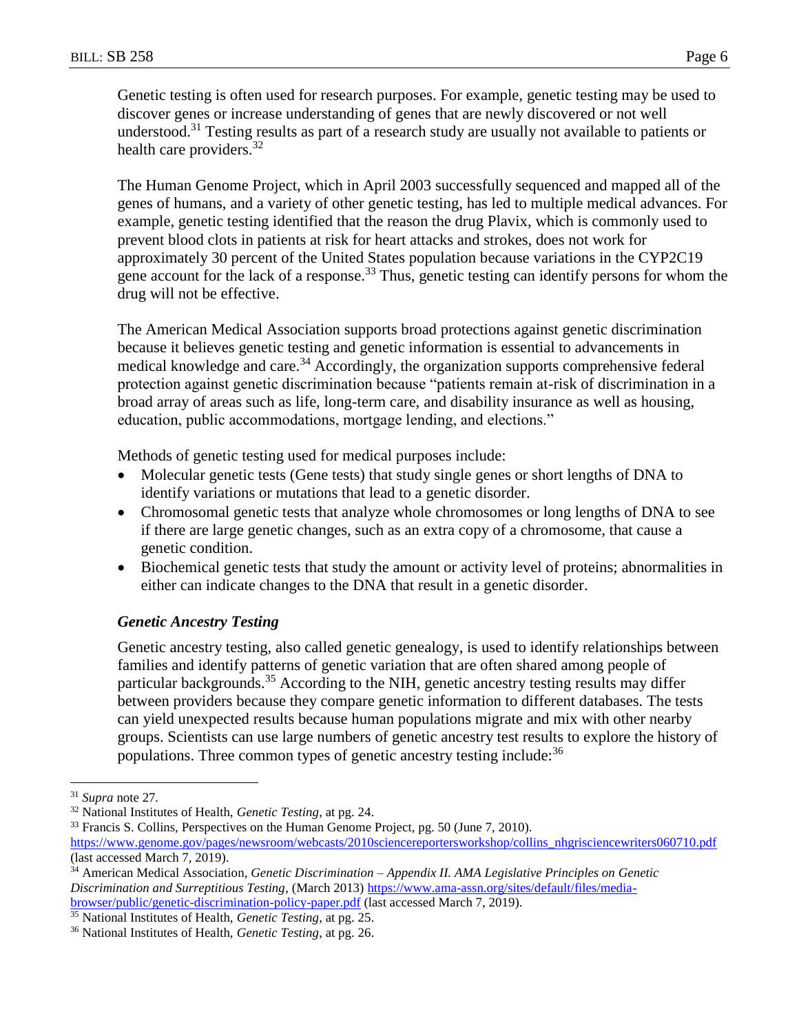Genetic testing is often used for research purposes. For example, genetic testing may be used to discover genes or increase understanding of genes that are newly discovered or not well understood.[31] Testing results as part of a research study are usually not available to patients or health care providers.[32]

The Human Genome Project, which in April 2003 successfully sequenced and mapped all of the genes of humans, and a variety of other genetic testing, has led to multiple medical advances. For example, genetic testing identified that the reason the drug Plavix, which is commonly used to prevent blood clots in patients at risk for heart attacks and strokes, does not work for approximately 30 percent of the United States population because variations in the CYP2C19 gene account for the lack of a response.[33] Thus, genetic testing can identify persons for whom the drug will not be effective.

The American Medical Association supports broad protections against genetic discrimination because it believes genetic testing and genetic information is essential to advancements in medical knowledge and care.[34] Accordingly, the organization supports comprehensive federal protection against genetic discrimination because "patients remain at-risk of discrimination in a broad array of areas such as life, long-term care, and disability insurance as well as housing, education, public accommodations, mortgage lending, and elections."

Methods of genetic testing used for medical purposes include:

- Molecular genetic tests (Gene tests) that study single genes or short lengths of DNA to identify variations or mutations that lead to a genetic disorder.
- Chromosomal genetic tests that analyze whole chromosomes or long lengths of DNA to see if there are large genetic changes, such as an extra copy of a chromosome, that cause a genetic condition.
- Biochemical genetic tests that study the amount or activity level of proteins; abnormalities in either can indicate changes to the DNA that result in a genetic disorder.

### *Genetic Ancestry Testing*

Genetic ancestry testing, also called genetic genealogy, is used to identify relationships between families and identify patterns of genetic variation that are often shared among people of particular backgrounds.[35] According to the NIH, genetic ancestry testing results may differ between providers because they compare genetic information to different databases. The tests can yield unexpected results because human populations migrate and mix with other nearby groups. Scientists can use large numbers of genetic ancestry test results to explore the history of populations. Three common types of genetic ancestry testing include:[36]

---

[31] *Supra* note 27.

[32] National Institutes of Health, *Genetic Testing*, at pg. 24.

[33] Francis S. Collins, Perspectives on the Human Genome Project, pg. 50 (June 7, 2010). https://www.genome.gov/pages/newsroom/webcasts/2010sciencereportersworkshop/collins_nhgrisciencewriters060710.pdf (last accessed March 7, 2019).

[34] American Medical Association, *Genetic Discrimination – Appendix II. AMA Legislative Principles on Genetic Discrimination and Surreptitious Testing*, (March 2013) https://www.ama-assn.org/sites/default/files/media-browser/public/genetic-discrimination-policy-paper.pdf (last accessed March 7, 2019).

[35] National Institutes of Health, *Genetic Testing*, at pg. 25.

[36] National Institutes of Health, *Genetic Testing*, at pg. 26.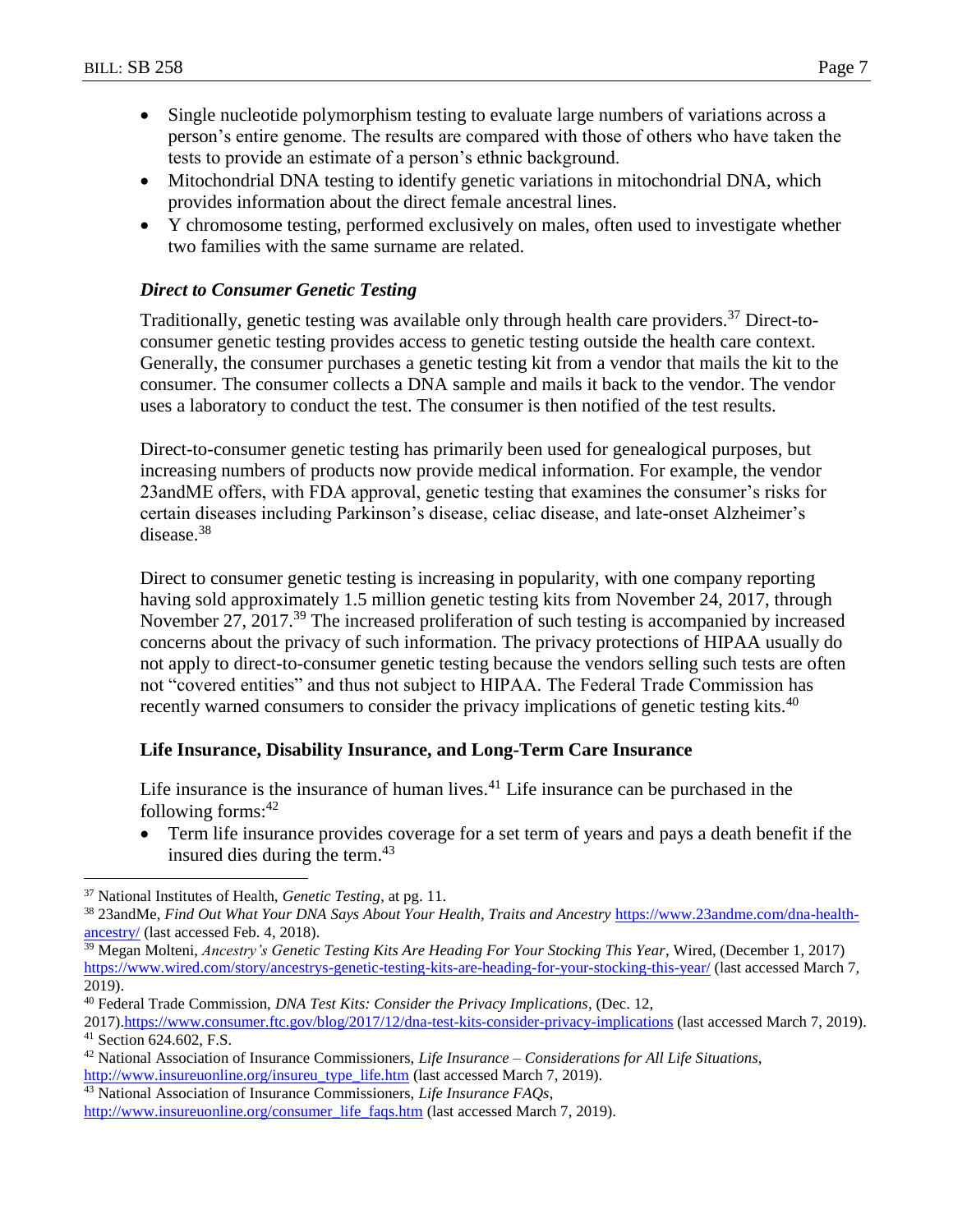- Single nucleotide polymorphism testing to evaluate large numbers of variations across a person's entire genome. The results are compared with those of others who have taken the tests to provide an estimate of a person's ethnic background.
- Mitochondrial DNA testing to identify genetic variations in mitochondrial DNA, which provides information about the direct female ancestral lines.
- Y chromosome testing, performed exclusively on males, often used to investigate whether two families with the same surname are related.

### *Direct to Consumer Genetic Testing*

Traditionally, genetic testing was available only through health care providers.[37] Direct-to-consumer genetic testing provides access to genetic testing outside the health care context. Generally, the consumer purchases a genetic testing kit from a vendor that mails the kit to the consumer. The consumer collects a DNA sample and mails it back to the vendor. The vendor uses a laboratory to conduct the test. The consumer is then notified of the test results.

Direct-to-consumer genetic testing has primarily been used for genealogical purposes, but increasing numbers of products now provide medical information. For example, the vendor 23andME offers, with FDA approval, genetic testing that examines the consumer's risks for certain diseases including Parkinson's disease, celiac disease, and late-onset Alzheimer's disease.[38]

Direct to consumer genetic testing is increasing in popularity, with one company reporting having sold approximately 1.5 million genetic testing kits from November 24, 2017, through November 27, 2017.[39] The increased proliferation of such testing is accompanied by increased concerns about the privacy of such information. The privacy protections of HIPAA usually do not apply to direct-to-consumer genetic testing because the vendors selling such tests are often not "covered entities" and thus not subject to HIPAA. The Federal Trade Commission has recently warned consumers to consider the privacy implications of genetic testing kits.[40]

### **Life Insurance, Disability Insurance, and Long-Term Care Insurance**

Life insurance is the insurance of human lives.[41] Life insurance can be purchased in the following forms:[42]

- Term life insurance provides coverage for a set term of years and pays a death benefit if the insured dies during the term.[43]

---

[37] National Institutes of Health, *Genetic Testing*, at pg. 11.

[38] 23andMe, *Find Out What Your DNA Says About Your Health, Traits and Ancestry* https://www.23andme.com/dna-health-ancestry/ (last accessed Feb. 4, 2018).

[39] Megan Molteni, *Ancestry's Genetic Testing Kits Are Heading For Your Stocking This Year*, Wired, (December 1, 2017) https://www.wired.com/story/ancestrys-genetic-testing-kits-are-heading-for-your-stocking-this-year/ (last accessed March 7, 2019).

[40] Federal Trade Commission, *DNA Test Kits: Consider the Privacy Implications*, (Dec. 12, 2017).https://www.consumer.ftc.gov/blog/2017/12/dna-test-kits-consider-privacy-implications (last accessed March 7, 2019).

[41] Section 624.602, F.S.

[42] National Association of Insurance Commissioners, *Life Insurance – Considerations for All Life Situations*, http://www.insureuonline.org/insureu_type_life.htm (last accessed March 7, 2019).

[43] National Association of Insurance Commissioners, *Life Insurance FAQs*, http://www.insureuonline.org/consumer_life_faqs.htm (last accessed March 7, 2019).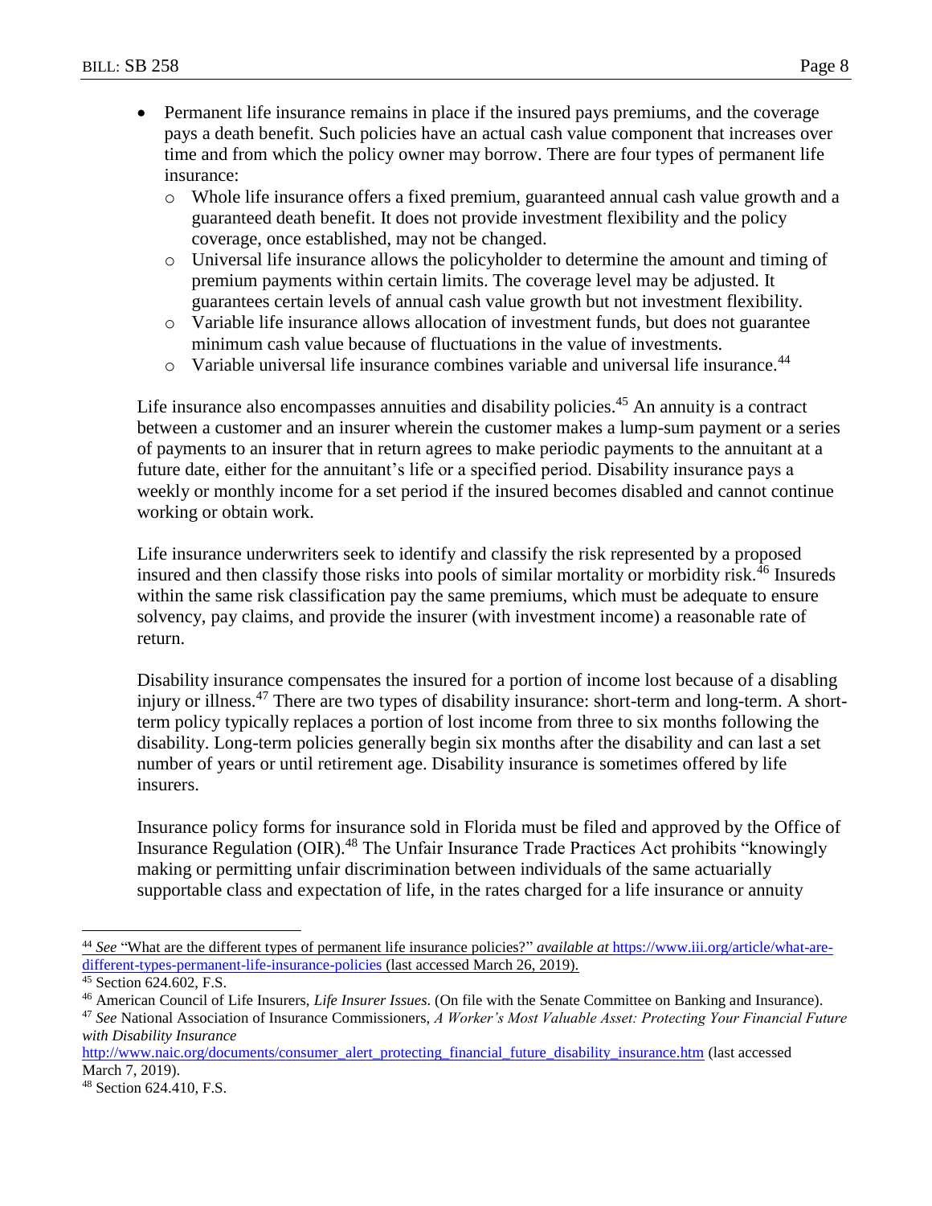- Permanent life insurance remains in place if the insured pays premiums, and the coverage pays a death benefit. Such policies have an actual cash value component that increases over time and from which the policy owner may borrow. There are four types of permanent life insurance:
  - Whole life insurance offers a fixed premium, guaranteed annual cash value growth and a guaranteed death benefit. It does not provide investment flexibility and the policy coverage, once established, may not be changed.
  - Universal life insurance allows the policyholder to determine the amount and timing of premium payments within certain limits. The coverage level may be adjusted. It guarantees certain levels of annual cash value growth but not investment flexibility.
  - Variable life insurance allows allocation of investment funds, but does not guarantee minimum cash value because of fluctuations in the value of investments.
  - Variable universal life insurance combines variable and universal life insurance.[44]

Life insurance also encompasses annuities and disability policies.[45] An annuity is a contract between a customer and an insurer wherein the customer makes a lump-sum payment or a series of payments to an insurer that in return agrees to make periodic payments to the annuitant at a future date, either for the annuitant's life or a specified period. Disability insurance pays a weekly or monthly income for a set period if the insured becomes disabled and cannot continue working or obtain work.

Life insurance underwriters seek to identify and classify the risk represented by a proposed insured and then classify those risks into pools of similar mortality or morbidity risk.[46] Insureds within the same risk classification pay the same premiums, which must be adequate to ensure solvency, pay claims, and provide the insurer (with investment income) a reasonable rate of return.

Disability insurance compensates the insured for a portion of income lost because of a disabling injury or illness.[47] There are two types of disability insurance: short-term and long-term. A short-term policy typically replaces a portion of lost income from three to six months following the disability. Long-term policies generally begin six months after the disability and can last a set number of years or until retirement age. Disability insurance is sometimes offered by life insurers.

Insurance policy forms for insurance sold in Florida must be filed and approved by the Office of Insurance Regulation (OIR).[48] The Unfair Insurance Trade Practices Act prohibits "knowingly making or permitting unfair discrimination between individuals of the same actuarially supportable class and expectation of life, in the rates charged for a life insurance or annuity

---

[44] *See* "What are the different types of permanent life insurance policies?" *available at* https://www.iii.org/article/what-are-different-types-permanent-life-insurance-policies (last accessed March 26, 2019).

[45] Section 624.602, F.S.

[46] American Council of Life Insurers, *Life Insurer Issues*. (On file with the Senate Committee on Banking and Insurance).

[47] *See* National Association of Insurance Commissioners, *A Worker's Most Valuable Asset: Protecting Your Financial Future with Disability Insurance* http://www.naic.org/documents/consumer_alert_protecting_financial_future_disability_insurance.htm (last accessed March 7, 2019).

[48] Section 624.410, F.S.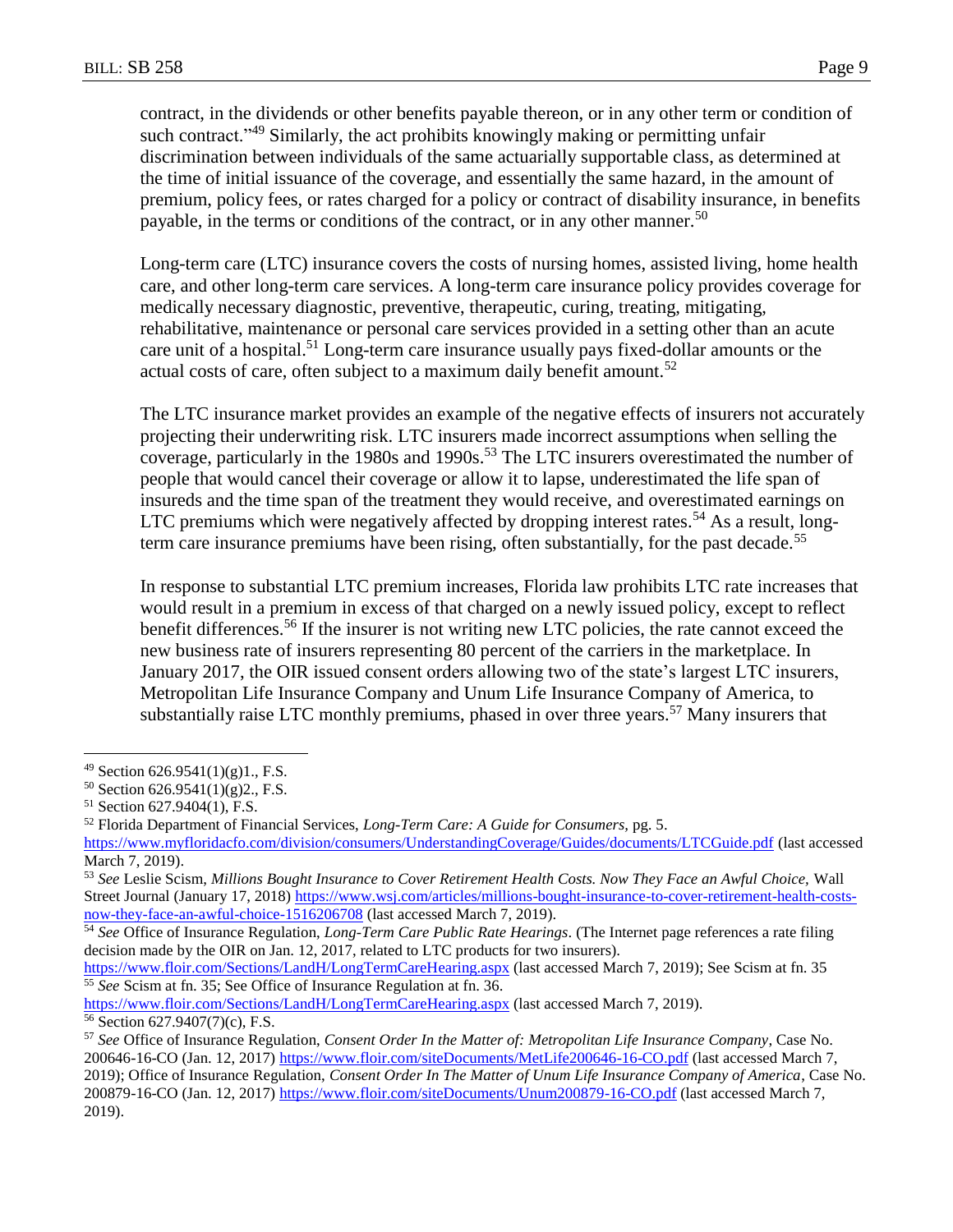contract, in the dividends or other benefits payable thereon, or in any other term or condition of such contract."[49] Similarly, the act prohibits knowingly making or permitting unfair discrimination between individuals of the same actuarially supportable class, as determined at the time of initial issuance of the coverage, and essentially the same hazard, in the amount of premium, policy fees, or rates charged for a policy or contract of disability insurance, in benefits payable, in the terms or conditions of the contract, or in any other manner.[50]

Long-term care (LTC) insurance covers the costs of nursing homes, assisted living, home health care, and other long-term care services. A long-term care insurance policy provides coverage for medically necessary diagnostic, preventive, therapeutic, curing, treating, mitigating, rehabilitative, maintenance or personal care services provided in a setting other than an acute care unit of a hospital.[51] Long-term care insurance usually pays fixed-dollar amounts or the actual costs of care, often subject to a maximum daily benefit amount.[52]

The LTC insurance market provides an example of the negative effects of insurers not accurately projecting their underwriting risk. LTC insurers made incorrect assumptions when selling the coverage, particularly in the 1980s and 1990s.[53] The LTC insurers overestimated the number of people that would cancel their coverage or allow it to lapse, underestimated the life span of insureds and the time span of the treatment they would receive, and overestimated earnings on LTC premiums which were negatively affected by dropping interest rates.[54] As a result, long-term care insurance premiums have been rising, often substantially, for the past decade.[55]

In response to substantial LTC premium increases, Florida law prohibits LTC rate increases that would result in a premium in excess of that charged on a newly issued policy, except to reflect benefit differences.[56] If the insurer is not writing new LTC policies, the rate cannot exceed the new business rate of insurers representing 80 percent of the carriers in the marketplace. In January 2017, the OIR issued consent orders allowing two of the state's largest LTC insurers, Metropolitan Life Insurance Company and Unum Life Insurance Company of America, to substantially raise LTC monthly premiums, phased in over three years.[57] Many insurers that

---

[49] Section 626.9541(1)(g)1., F.S.

[50] Section 626.9541(1)(g)2., F.S.

[51] Section 627.9404(1), F.S.

[52] Florida Department of Financial Services, *Long-Term Care: A Guide for Consumers*, pg. 5. https://www.myfloridacfo.com/division/consumers/UnderstandingCoverage/Guides/documents/LTCGuide.pdf (last accessed March 7, 2019).

[53] *See* Leslie Scism, *Millions Bought Insurance to Cover Retirement Health Costs. Now They Face an Awful Choice,* Wall Street Journal (January 17, 2018) https://www.wsj.com/articles/millions-bought-insurance-to-cover-retirement-health-costs-now-they-face-an-awful-choice-1516206708 (last accessed March 7, 2019).

[54] *See* Office of Insurance Regulation, *Long-Term Care Public Rate Hearings*. (The Internet page references a rate filing decision made by the OIR on Jan. 12, 2017, related to LTC products for two insurers). https://www.floir.com/Sections/LandH/LongTermCareHearing.aspx (last accessed March 7, 2019); See Scism at fn. 35

[55] *See* Scism at fn. 35; See Office of Insurance Regulation at fn. 36. https://www.floir.com/Sections/LandH/LongTermCareHearing.aspx (last accessed March 7, 2019).

[56] Section 627.9407(7)(c), F.S.

[57] *See* Office of Insurance Regulation, *Consent Order In the Matter of: Metropolitan Life Insurance Company*, Case No. 200646-16-CO (Jan. 12, 2017) https://www.floir.com/siteDocuments/MetLife200646-16-CO.pdf (last accessed March 7, 2019); Office of Insurance Regulation, *Consent Order In The Matter of Unum Life Insurance Company of America*, Case No. 200879-16-CO (Jan. 12, 2017) https://www.floir.com/siteDocuments/Unum200879-16-CO.pdf (last accessed March 7, 2019).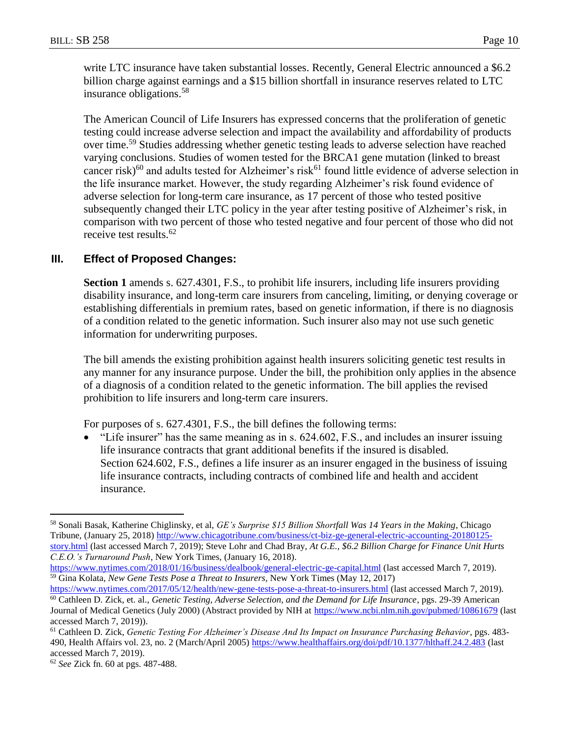write LTC insurance have taken substantial losses. Recently, General Electric announced a $6.2 billion charge against earnings and a $15 billion shortfall in insurance reserves related to LTC insurance obligations.[58]

The American Council of Life Insurers has expressed concerns that the proliferation of genetic testing could increase adverse selection and impact the availability and affordability of products over time.[59] Studies addressing whether genetic testing leads to adverse selection have reached varying conclusions. Studies of women tested for the BRCA1 gene mutation (linked to breast cancer risk)[60] and adults tested for Alzheimer's risk[61] found little evidence of adverse selection in the life insurance market. However, the study regarding Alzheimer's risk found evidence of adverse selection for long-term care insurance, as 17 percent of those who tested positive subsequently changed their LTC policy in the year after testing positive of Alzheimer's risk, in comparison with two percent of those who tested negative and four percent of those who did not receive test results.[62]

## III. Effect of Proposed Changes:

**Section 1** amends s. 627.4301, F.S., to prohibit life insurers, including life insurers providing disability insurance, and long-term care insurers from canceling, limiting, or denying coverage or establishing differentials in premium rates, based on genetic information, if there is no diagnosis of a condition related to the genetic information. Such insurer also may not use such genetic information for underwriting purposes.

The bill amends the existing prohibition against health insurers soliciting genetic test results in any manner for any insurance purpose. Under the bill, the prohibition only applies in the absence of a diagnosis of a condition related to the genetic information. The bill applies the revised prohibition to life insurers and long-term care insurers.

For purposes of s. 627.4301, F.S., the bill defines the following terms:

- "Life insurer" has the same meaning as in s. 624.602, F.S., and includes an insurer issuing life insurance contracts that grant additional benefits if the insured is disabled. Section 624.602, F.S., defines a life insurer as an insurer engaged in the business of issuing life insurance contracts, including contracts of combined life and health and accident insurance.

---

[58] Sonali Basak, Katherine Chiglinsky, et al, *GE's Surprise $15 Billion Shortfall Was 14 Years in the Making*, Chicago Tribune, (January 25, 2018) http://www.chicagotribune.com/business/ct-biz-ge-general-electric-accounting-20180125-story.html (last accessed March 7, 2019); Steve Lohr and Chad Bray, *At G.E., $6.2 Billion Charge for Finance Unit Hurts C.E.O.'s Turnaround Push*, New York Times, (January 16, 2018). https://www.nytimes.com/2018/01/16/business/dealbook/general-electric-ge-capital.html (last accessed March 7, 2019).

[59] Gina Kolata, *New Gene Tests Pose a Threat to Insurers*, New York Times (May 12, 2017) https://www.nytimes.com/2017/05/12/health/new-gene-tests-pose-a-threat-to-insurers.html (last accessed March 7, 2019).

[60] Cathleen D. Zick, et. al., *Genetic Testing, Adverse Selection, and the Demand for Life Insurance*, pgs. 29-39 American Journal of Medical Genetics (July 2000) (Abstract provided by NIH at https://www.ncbi.nlm.nih.gov/pubmed/10861679 (last accessed March 7, 2019)).

[61] Cathleen D. Zick, *Genetic Testing For Alzheimer's Disease And Its Impact on Insurance Purchasing Behavior*, pgs. 483-490, Health Affairs vol. 23, no. 2 (March/April 2005) https://www.healthaffairs.org/doi/pdf/10.1377/hlthaff.24.2.483 (last accessed March 7, 2019).

[62] *See* Zick fn. 60 at pgs. 487-488.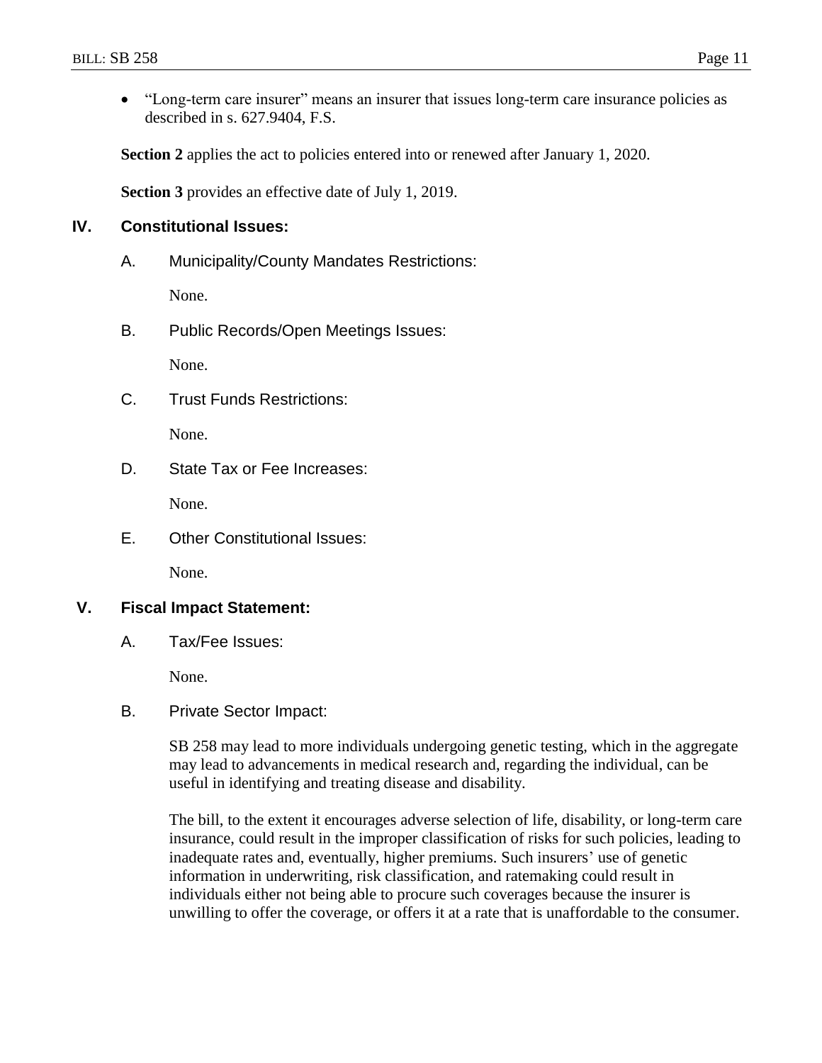- "Long-term care insurer" means an insurer that issues long-term care insurance policies as described in s. 627.9404, F.S.

**Section 2** applies the act to policies entered into or renewed after January 1, 2020.

**Section 3** provides an effective date of July 1, 2019.

## IV. Constitutional Issues:

### A. Municipality/County Mandates Restrictions:

None.

### B. Public Records/Open Meetings Issues:

None.

### C. Trust Funds Restrictions:

None.

### D. State Tax or Fee Increases:

None.

### E. Other Constitutional Issues:

None.

## V. Fiscal Impact Statement:

### A. Tax/Fee Issues:

None.

### B. Private Sector Impact:

SB 258 may lead to more individuals undergoing genetic testing, which in the aggregate may lead to advancements in medical research and, regarding the individual, can be useful in identifying and treating disease and disability.

The bill, to the extent it encourages adverse selection of life, disability, or long-term care insurance, could result in the improper classification of risks for such policies, leading to inadequate rates and, eventually, higher premiums. Such insurers' use of genetic information in underwriting, risk classification, and ratemaking could result in individuals either not being able to procure such coverages because the insurer is unwilling to offer the coverage, or offers it at a rate that is unaffordable to the consumer.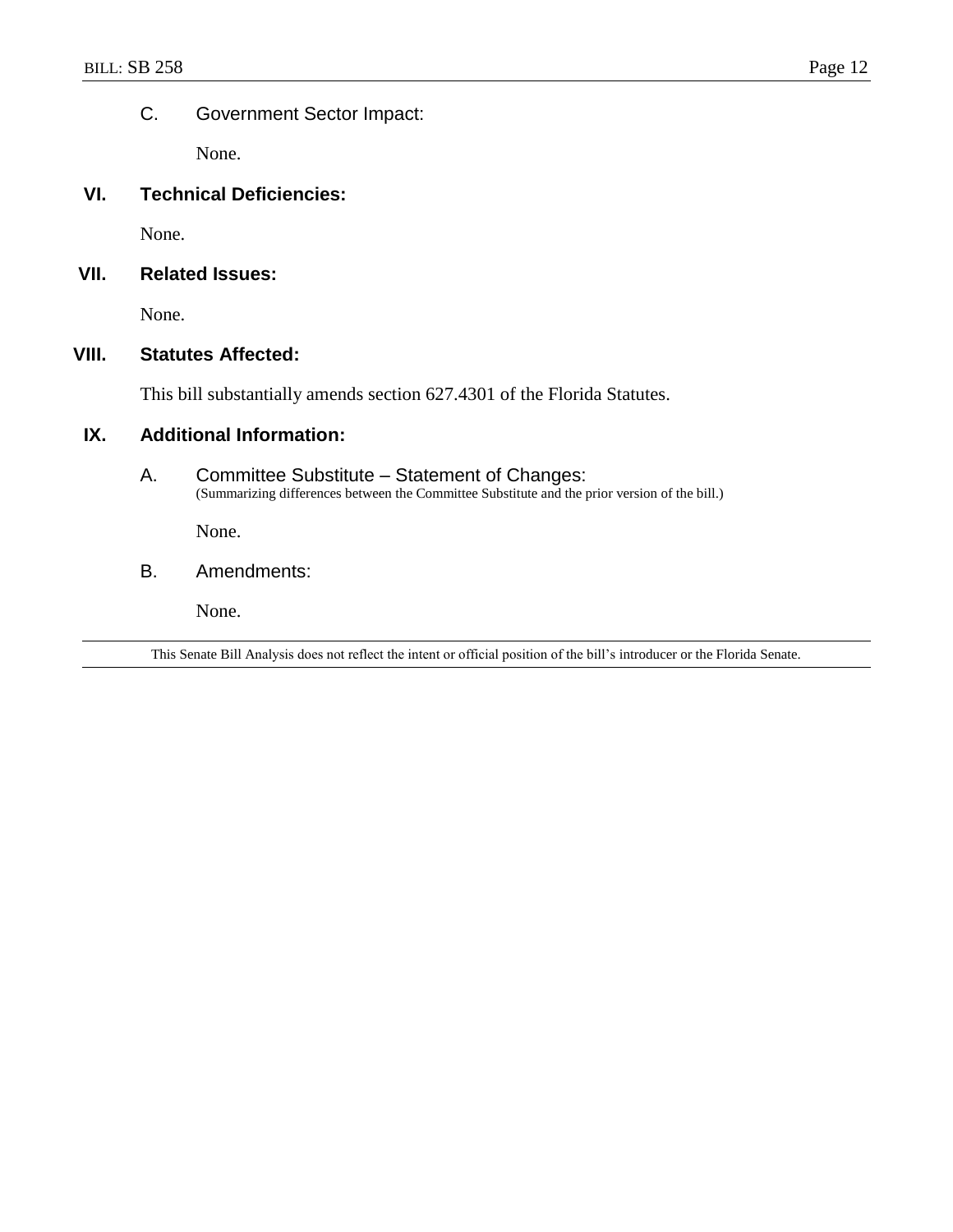### C. Government Sector Impact:

None.

## VI. Technical Deficiencies:

None.

## VII. Related Issues:

None.

## VIII. Statutes Affected:

This bill substantially amends section 627.4301 of the Florida Statutes.

## IX. Additional Information:

### A. Committee Substitute – Statement of Changes:

(Summarizing differences between the Committee Substitute and the prior version of the bill.)

None.

### B. Amendments:

None.

This Senate Bill Analysis does not reflect the intent or official position of the bill's introducer or the Florida Senate.